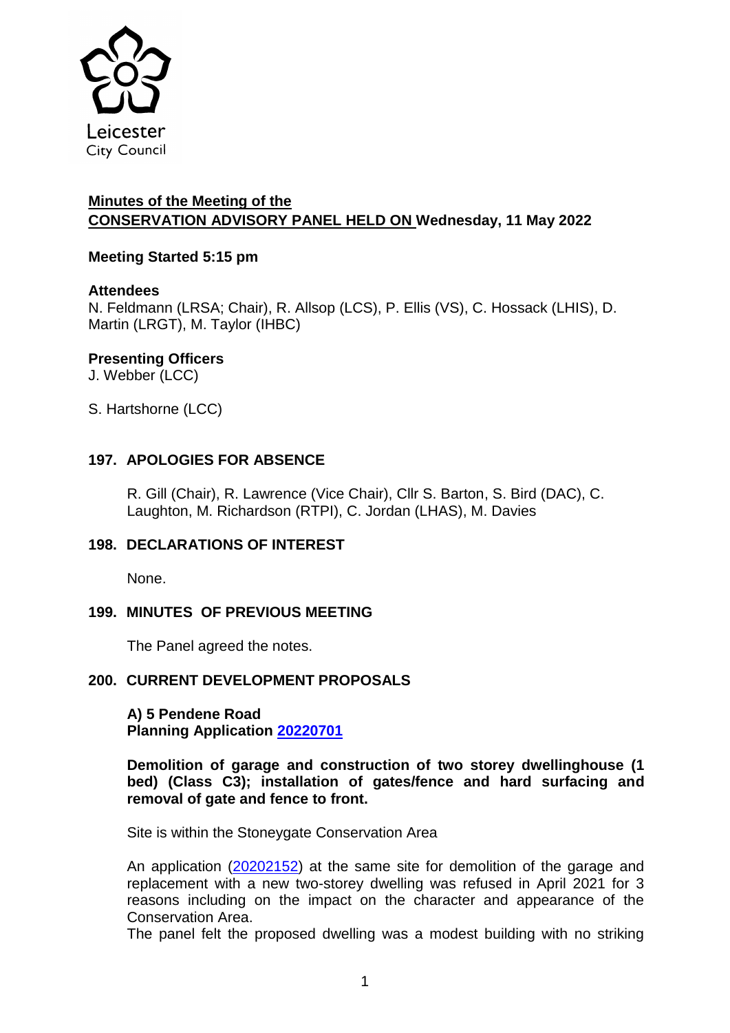**Minutes of the Meeting of the**
**CONSERVATION ADVISORY PANEL HELD ON Wednesday, 11 May 2022**

**Meeting Started 5:15 pm**

**Attendees**
N. Feldmann (LRSA; Chair), R. Allsop (LCS), P. Ellis (VS), C. Hossack (LHIS), D. Martin (LRGT), M. Taylor (IHBC)

**Presenting Officers**
J. Webber (LCC)

S. Hartshorne (LCC)

## 197. APOLOGIES FOR ABSENCE

R. Gill (Chair), R. Lawrence (Vice Chair), Cllr S. Barton, S. Bird (DAC), C. Laughton, M. Richardson (RTPI), C. Jordan (LHAS), M. Davies

## 198. DECLARATIONS OF INTEREST

None.

## 199. MINUTES OF PREVIOUS MEETING

The Panel agreed the notes.

## 200. CURRENT DEVELOPMENT PROPOSALS

**A) 5 Pendene Road**
**Planning Application 20220701**

**Demolition of garage and construction of two storey dwellinghouse (1 bed) (Class C3); installation of gates/fence and hard surfacing and removal of gate and fence to front.**

Site is within the Stoneygate Conservation Area

An application (20202152) at the same site for demolition of the garage and replacement with a new two-storey dwelling was refused in April 2021 for 3 reasons including on the impact on the character and appearance of the Conservation Area.

The panel felt the proposed dwelling was a modest building with no striking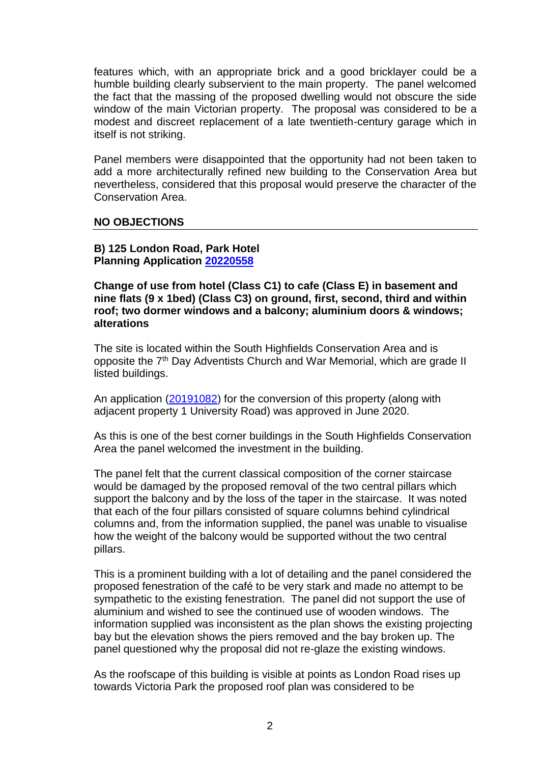features which, with an appropriate brick and a good bricklayer could be a humble building clearly subservient to the main property. The panel welcomed the fact that the massing of the proposed dwelling would not obscure the side window of the main Victorian property. The proposal was considered to be a modest and discreet replacement of a late twentieth-century garage which in itself is not striking.

Panel members were disappointed that the opportunity had not been taken to add a more architecturally refined new building to the Conservation Area but nevertheless, considered that this proposal would preserve the character of the Conservation Area.

**NO OBJECTIONS**

---

**B) 125 London Road, Park Hotel**
**Planning Application [20220558]**

**Change of use from hotel (Class C1) to cafe (Class E) in basement and nine flats (9 x 1bed) (Class C3) on ground, first, second, third and within roof; two dormer windows and a balcony; aluminium doors & windows; alterations**

The site is located within the South Highfields Conservation Area and is opposite the 7th Day Adventists Church and War Memorial, which are grade II listed buildings.

An application ([20191082]) for the conversion of this property (along with adjacent property 1 University Road) was approved in June 2020.

As this is one of the best corner buildings in the South Highfields Conservation Area the panel welcomed the investment in the building.

The panel felt that the current classical composition of the corner staircase would be damaged by the proposed removal of the two central pillars which support the balcony and by the loss of the taper in the staircase. It was noted that each of the four pillars consisted of square columns behind cylindrical columns and, from the information supplied, the panel was unable to visualise how the weight of the balcony would be supported without the two central pillars.

This is a prominent building with a lot of detailing and the panel considered the proposed fenestration of the café to be very stark and made no attempt to be sympathetic to the existing fenestration. The panel did not support the use of aluminium and wished to see the continued use of wooden windows. The information supplied was inconsistent as the plan shows the existing projecting bay but the elevation shows the piers removed and the bay broken up. The panel questioned why the proposal did not re-glaze the existing windows.

As the roofscape of this building is visible at points as London Road rises up towards Victoria Park the proposed roof plan was considered to be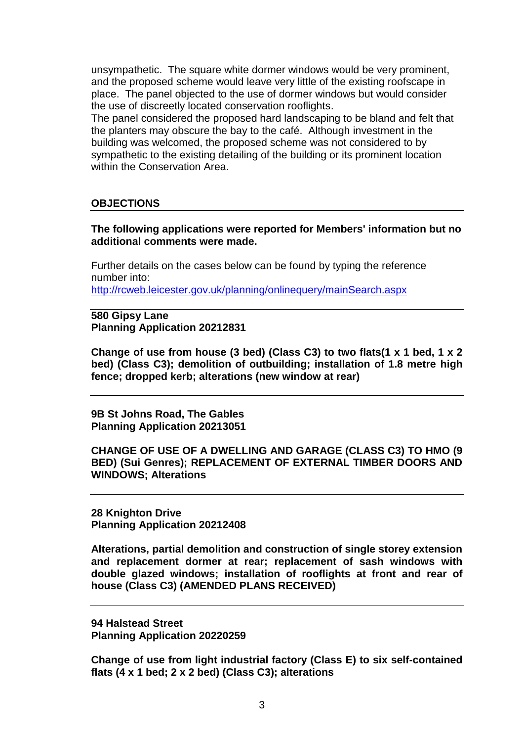unsympathetic. The square white dormer windows would be very prominent, and the proposed scheme would leave very little of the existing roofscape in place. The panel objected to the use of dormer windows but would consider the use of discreetly located conservation rooflights.

The panel considered the proposed hard landscaping to be bland and felt that the planters may obscure the bay to the café. Although investment in the building was welcomed, the proposed scheme was not considered to by sympathetic to the existing detailing of the building or its prominent location within the Conservation Area.

## OBJECTIONS

**The following applications were reported for Members' information but no additional comments were made.**

Further details on the cases below can be found by typing the reference number into:
http://rcweb.leicester.gov.uk/planning/onlinequery/mainSearch.aspx

---

**580 Gipsy Lane**
**Planning Application 20212831**

**Change of use from house (3 bed) (Class C3) to two flats(1 x 1 bed, 1 x 2 bed) (Class C3); demolition of outbuilding; installation of 1.8 metre high fence; dropped kerb; alterations (new window at rear)**

---

**9B St Johns Road, The Gables**
**Planning Application 20213051**

**CHANGE OF USE OF A DWELLING AND GARAGE (CLASS C3) TO HMO (9 BED) (Sui Genres); REPLACEMENT OF EXTERNAL TIMBER DOORS AND WINDOWS; Alterations**

---

**28 Knighton Drive**
**Planning Application 20212408**

**Alterations, partial demolition and construction of single storey extension and replacement dormer at rear; replacement of sash windows with double glazed windows; installation of rooflights at front and rear of house (Class C3) (AMENDED PLANS RECEIVED)**

---

**94 Halstead Street**
**Planning Application 20220259**

**Change of use from light industrial factory (Class E) to six self-contained flats (4 x 1 bed; 2 x 2 bed) (Class C3); alterations**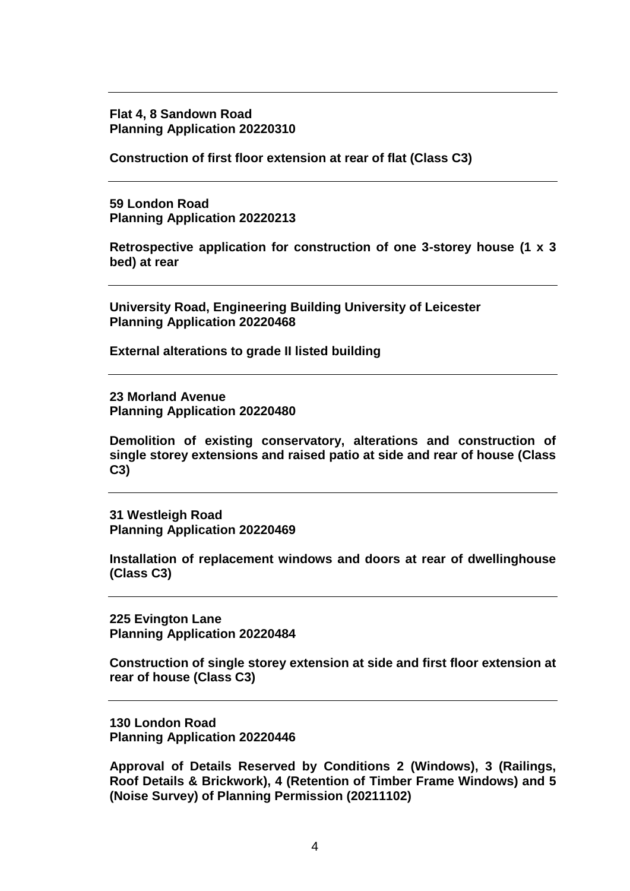---

**Flat 4, 8 Sandown Road**
**Planning Application 20220310**

**Construction of first floor extension at rear of flat (Class C3)**

---

**59 London Road**
**Planning Application 20220213**

**Retrospective application for construction of one 3-storey house (1 x 3 bed) at rear**

---

**University Road, Engineering Building University of Leicester**
**Planning Application 20220468**

**External alterations to grade II listed building**

---

**23 Morland Avenue**
**Planning Application 20220480**

**Demolition of existing conservatory, alterations and construction of single storey extensions and raised patio at side and rear of house (Class C3)**

---

**31 Westleigh Road**
**Planning Application 20220469**

**Installation of replacement windows and doors at rear of dwellinghouse (Class C3)**

---

**225 Evington Lane**
**Planning Application 20220484**

**Construction of single storey extension at side and first floor extension at rear of house (Class C3)**

---

**130 London Road**
**Planning Application 20220446**

**Approval of Details Reserved by Conditions 2 (Windows), 3 (Railings, Roof Details & Brickwork), 4 (Retention of Timber Frame Windows) and 5 (Noise Survey) of Planning Permission (20211102)**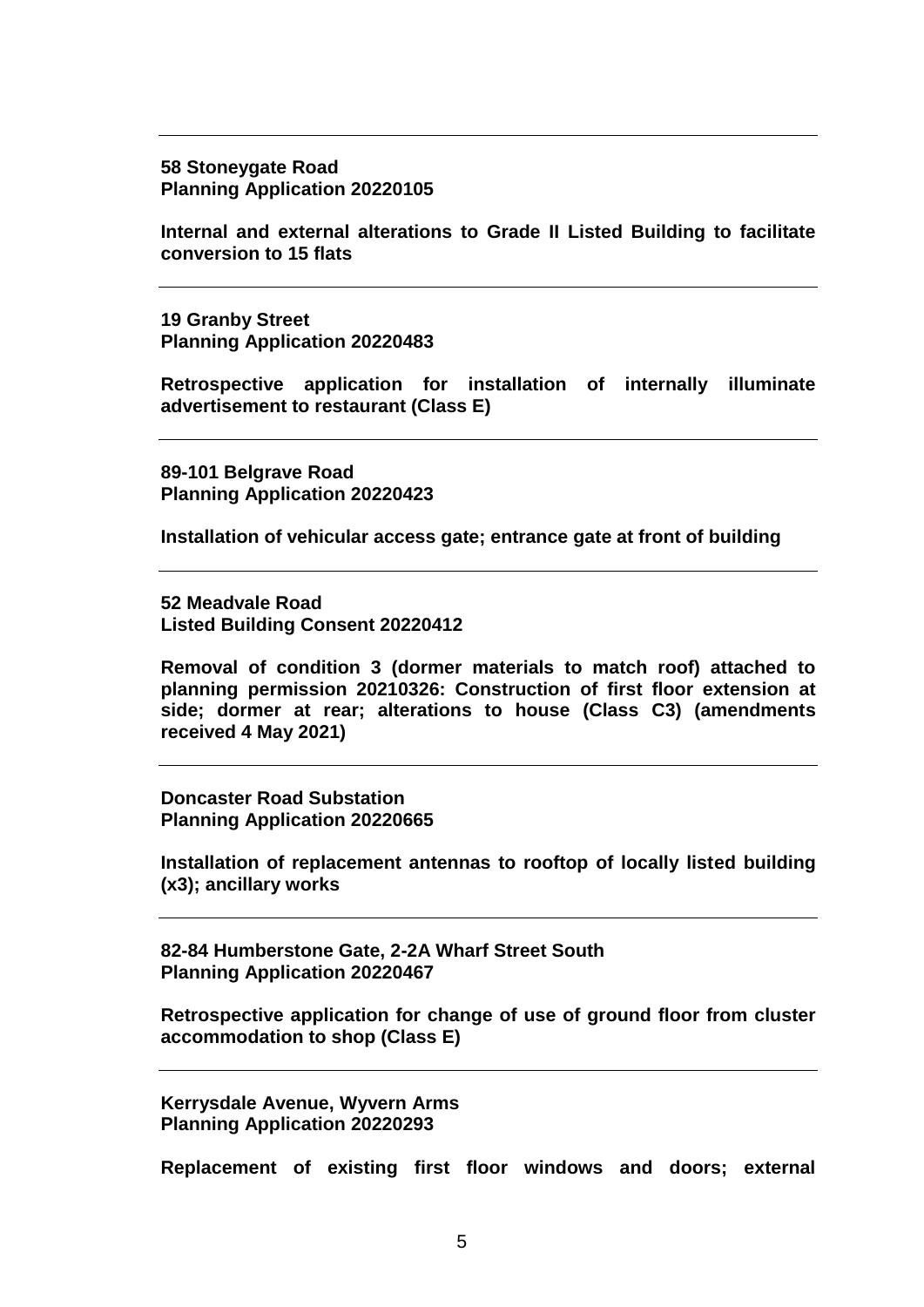---

**58 Stoneygate Road**
**Planning Application 20220105**

**Internal and external alterations to Grade II Listed Building to facilitate conversion to 15 flats**

---

**19 Granby Street**
**Planning Application 20220483**

**Retrospective application for installation of internally illuminate advertisement to restaurant (Class E)**

---

**89-101 Belgrave Road**
**Planning Application 20220423**

**Installation of vehicular access gate; entrance gate at front of building**

---

**52 Meadvale Road**
**Listed Building Consent 20220412**

**Removal of condition 3 (dormer materials to match roof) attached to planning permission 20210326: Construction of first floor extension at side; dormer at rear; alterations to house (Class C3) (amendments received 4 May 2021)**

---

**Doncaster Road Substation**
**Planning Application 20220665**

**Installation of replacement antennas to rooftop of locally listed building (x3); ancillary works**

---

**82-84 Humberstone Gate, 2-2A Wharf Street South**
**Planning Application 20220467**

**Retrospective application for change of use of ground floor from cluster accommodation to shop (Class E)**

---

**Kerrysdale Avenue, Wyvern Arms**
**Planning Application 20220293**

**Replacement of existing first floor windows and doors; external**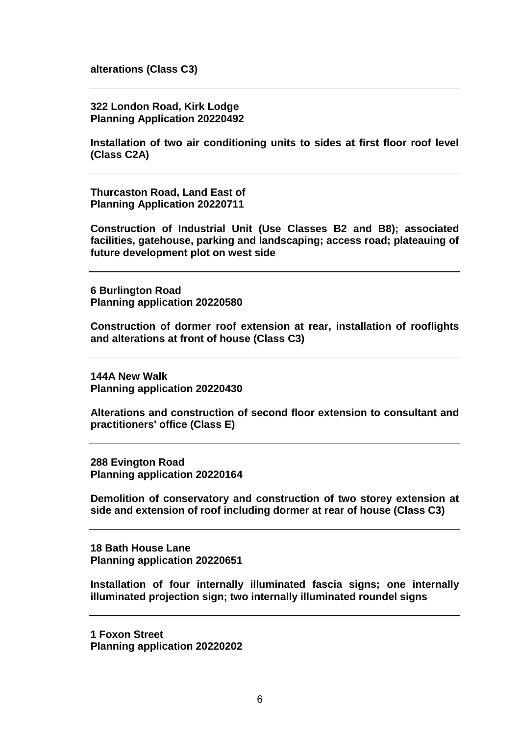**alterations (Class C3)**

---

**322 London Road, Kirk Lodge**
**Planning Application 20220492**

**Installation of two air conditioning units to sides at first floor roof level (Class C2A)**

---

**Thurcaston Road, Land East of**
**Planning Application 20220711**

**Construction of Industrial Unit (Use Classes B2 and B8); associated facilities, gatehouse, parking and landscaping; access road; plateauing of future development plot on west side**

---

**6 Burlington Road**
**Planning application 20220580**

**Construction of dormer roof extension at rear, installation of rooflights and alterations at front of house (Class C3)**

---

**144A New Walk**
**Planning application 20220430**

**Alterations and construction of second floor extension to consultant and practitioners' office (Class E)**

---

**288 Evington Road**
**Planning application 20220164**

**Demolition of conservatory and construction of two storey extension at side and extension of roof including dormer at rear of house (Class C3)**

---

**18 Bath House Lane**
**Planning application 20220651**

**Installation of four internally illuminated fascia signs; one internally illuminated projection sign; two internally illuminated roundel signs**

---

**1 Foxon Street**
**Planning application 20220202**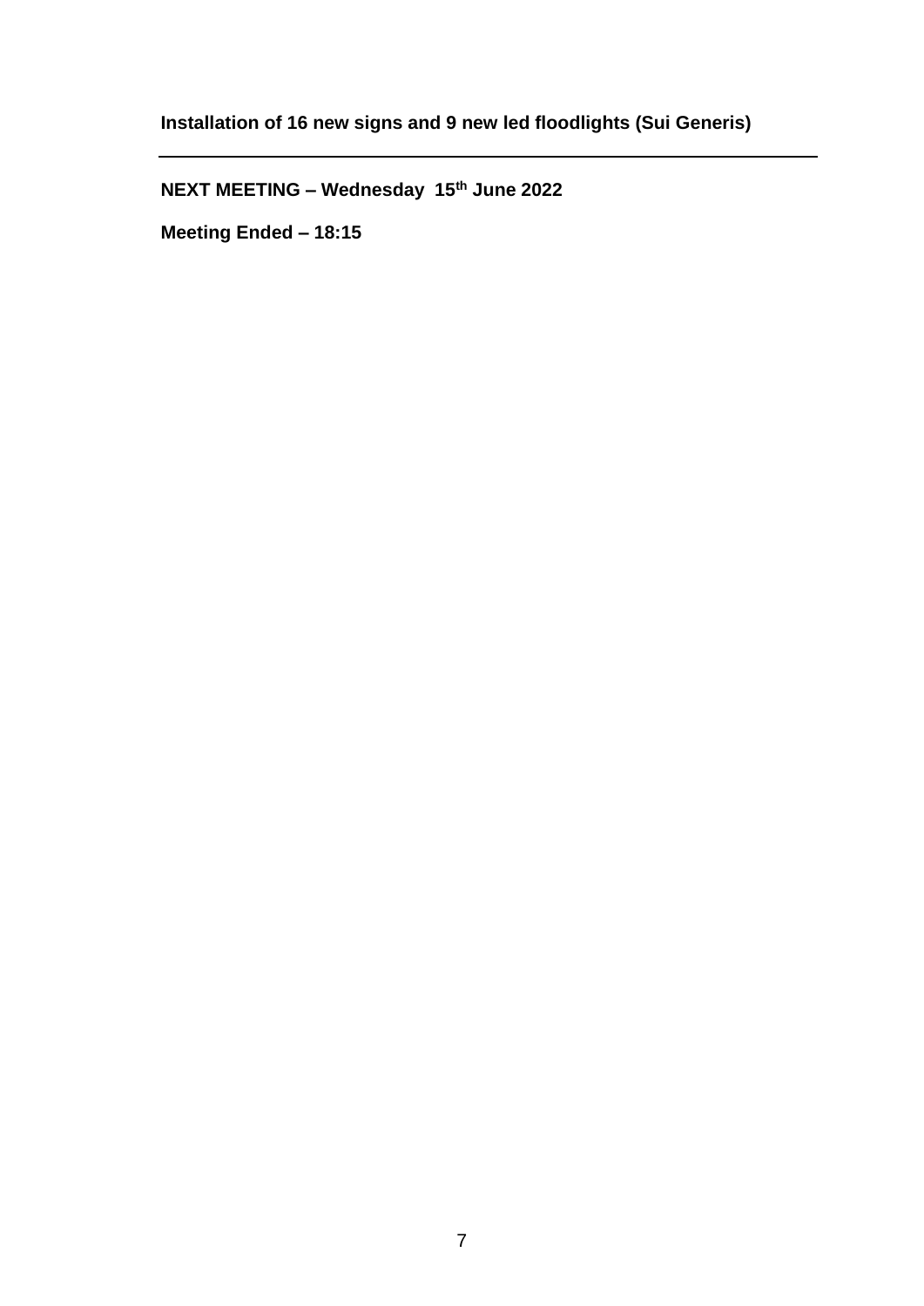**Installation of 16 new signs and 9 new led floodlights (Sui Generis)**

---

**NEXT MEETING – Wednesday 15th June 2022**

**Meeting Ended – 18:15**